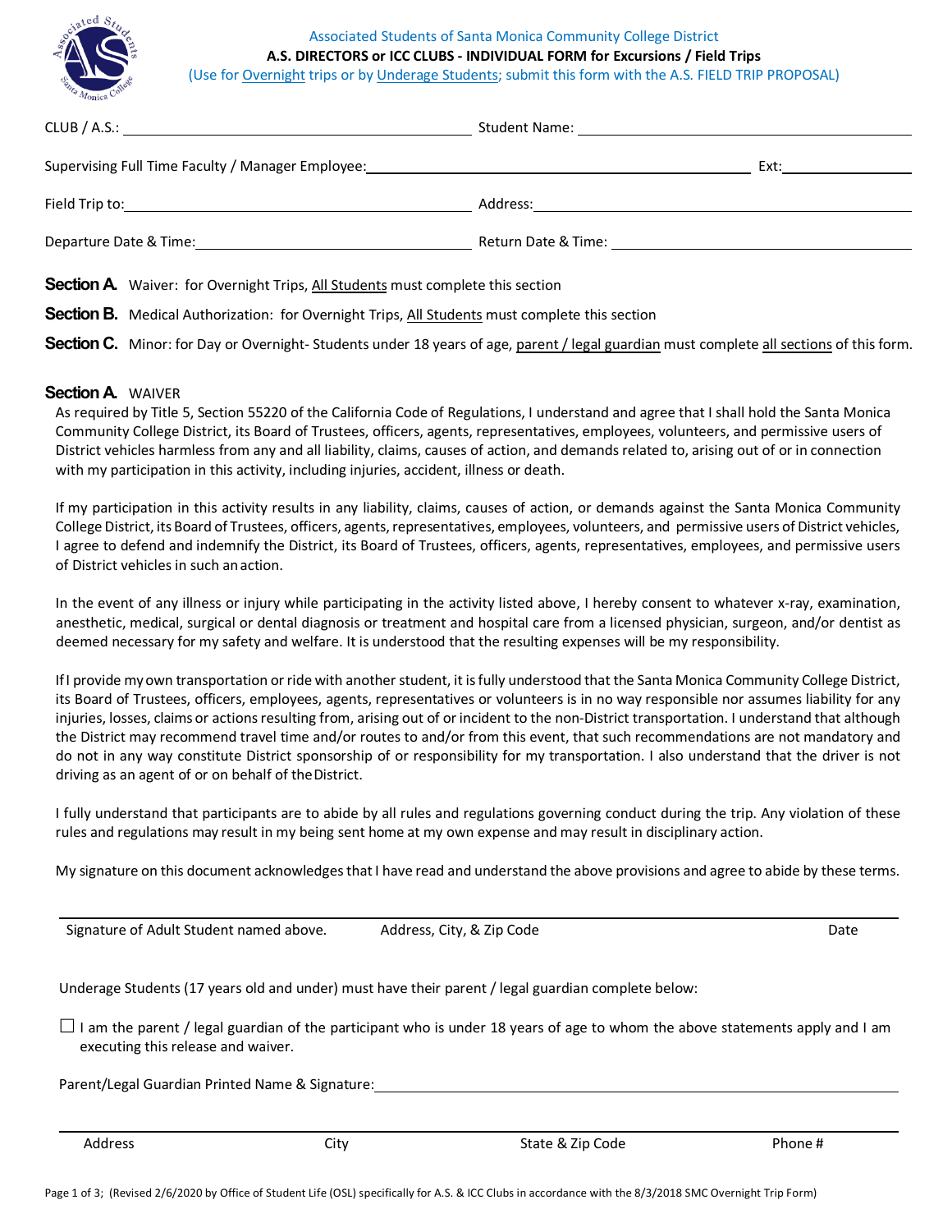Associated Students of Santa Monica Community College District

**A.S. DIRECTORS or ICC CLUBS - INDIVIDUAL FORM for Excursions / Field Trips**

(Use for Overnight trips or by Underage Students; submit this form with the A.S. FIELD TRIP PROPOSAL)

CLUB / A.S.: ______________________________ Student Name: ______________________________

Supervising Full Time Faculty / Manager Employee: ______________________________ Ext: __________

Field Trip to: ______________________________ Address: ______________________________

Departure Date & Time: ______________________________ Return Date & Time: ______________________________

**Section A.** Waiver: for Overnight Trips, All Students must complete this section

**Section B.** Medical Authorization: for Overnight Trips, All Students must complete this section

**Section C.** Minor: for Day or Overnight- Students under 18 years of age, parent / legal guardian must complete all sections of this form.

## Section A. WAIVER

As required by Title 5, Section 55220 of the California Code of Regulations, I understand and agree that I shall hold the Santa Monica Community College District, its Board of Trustees, officers, agents, representatives, employees, volunteers, and permissive users of District vehicles harmless from any and all liability, claims, causes of action, and demands related to, arising out of or in connection with my participation in this activity, including injuries, accident, illness or death.

If my participation in this activity results in any liability, claims, causes of action, or demands against the Santa Monica Community College District, its Board of Trustees, officers, agents, representatives, employees, volunteers, and permissive users of District vehicles, I agree to defend and indemnify the District, its Board of Trustees, officers, agents, representatives, employees, and permissive users of District vehicles in such an action.

In the event of any illness or injury while participating in the activity listed above, I hereby consent to whatever x-ray, examination, anesthetic, medical, surgical or dental diagnosis or treatment and hospital care from a licensed physician, surgeon, and/or dentist as deemed necessary for my safety and welfare. It is understood that the resulting expenses will be my responsibility.

If I provide my own transportation or ride with another student, it is fully understood that the Santa Monica Community College District, its Board of Trustees, officers, employees, agents, representatives or volunteers is in no way responsible nor assumes liability for any injuries, losses, claims or actions resulting from, arising out of or incident to the non-District transportation. I understand that although the District may recommend travel time and/or routes to and/or from this event, that such recommendations are not mandatory and do not in any way constitute District sponsorship of or responsibility for my transportation. I also understand that the driver is not driving as an agent of or on behalf of the District.

I fully understand that participants are to abide by all rules and regulations governing conduct during the trip. Any violation of these rules and regulations may result in my being sent home at my own expense and may result in disciplinary action.

My signature on this document acknowledges that I have read and understand the above provisions and agree to abide by these terms.

______________________________________________________________________

Signature of Adult Student named above. Address, City, & Zip Code Date

Underage Students (17 years old and under) must have their parent / legal guardian complete below:

☐ I am the parent / legal guardian of the participant who is under 18 years of age to whom the above statements apply and I am executing this release and waiver.

Parent/Legal Guardian Printed Name & Signature: ______________________________

______________________________________________________________________

Address City State & Zip Code Phone #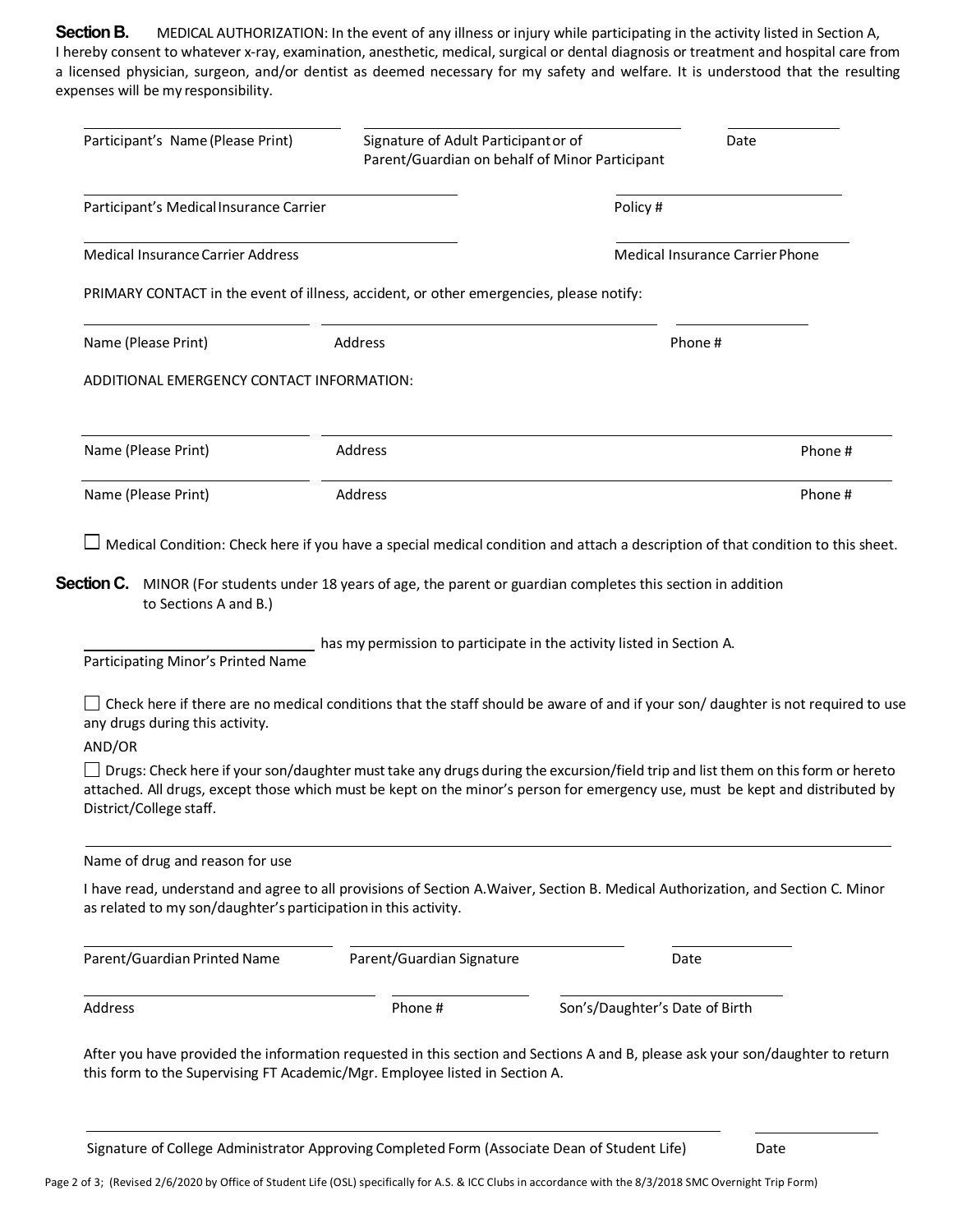**Section B.** MEDICAL AUTHORIZATION: In the event of any illness or injury while participating in the activity listed in Section A, I hereby consent to whatever x-ray, examination, anesthetic, medical, surgical or dental diagnosis or treatment and hospital care from a licensed physician, surgeon, and/or dentist as deemed necessary for my safety and welfare. It is understood that the resulting expenses will be my responsibility.

| | | |
|---|---|---|
| Participant's Name (Please Print) | Signature of Adult Participant or of Parent/Guardian on behalf of Minor Participant | Date |

| | |
|---|---|
| Participant's Medical Insurance Carrier | Policy # |
| Medical Insurance Carrier Address | Medical Insurance Carrier Phone |

PRIMARY CONTACT in the event of illness, accident, or other emergencies, please notify:

| | | |
|---|---|---|
| Name (Please Print) | Address | Phone # |

ADDITIONAL EMERGENCY CONTACT INFORMATION:

| | | |
|---|---|---|
| Name (Please Print) | Address | Phone # |
| Name (Please Print) | Address | Phone # |

☐ Medical Condition: Check here if you have a special medical condition and attach a description of that condition to this sheet.

**Section C.** MINOR (For students under 18 years of age, the parent or guardian completes this section in addition to Sections A and B.)

\_\_\_\_\_\_\_\_\_\_\_\_\_\_\_\_\_\_\_\_\_\_\_\_ has my permission to participate in the activity listed in Section A.
Participating Minor's Printed Name

☐ Check here if there are no medical conditions that the staff should be aware of and if your son/ daughter is not required to use any drugs during this activity.

AND/OR

☐ Drugs: Check here if your son/daughter must take any drugs during the excursion/field trip and list them on this form or hereto attached. All drugs, except those which must be kept on the minor's person for emergency use, must be kept and distributed by District/College staff.

Name of drug and reason for use

I have read, understand and agree to all provisions of Section A.Waiver, Section B. Medical Authorization, and Section C. Minor as related to my son/daughter's participation in this activity.

| | | |
|---|---|---|
| Parent/Guardian Printed Name | Parent/Guardian Signature | Date |
| Address | Phone # | Son's/Daughter's Date of Birth |

After you have provided the information requested in this section and Sections A and B, please ask your son/daughter to return this form to the Supervising FT Academic/Mgr. Employee listed in Section A.

| | |
|---|---|
| Signature of College Administrator Approving Completed Form (Associate Dean of Student Life) | Date |

(Revised 2/6/2020 by Office of Student Life (OSL) specifically for A.S. & ICC Clubs in accordance with the 8/3/2018 SMC Overnight Trip Form)